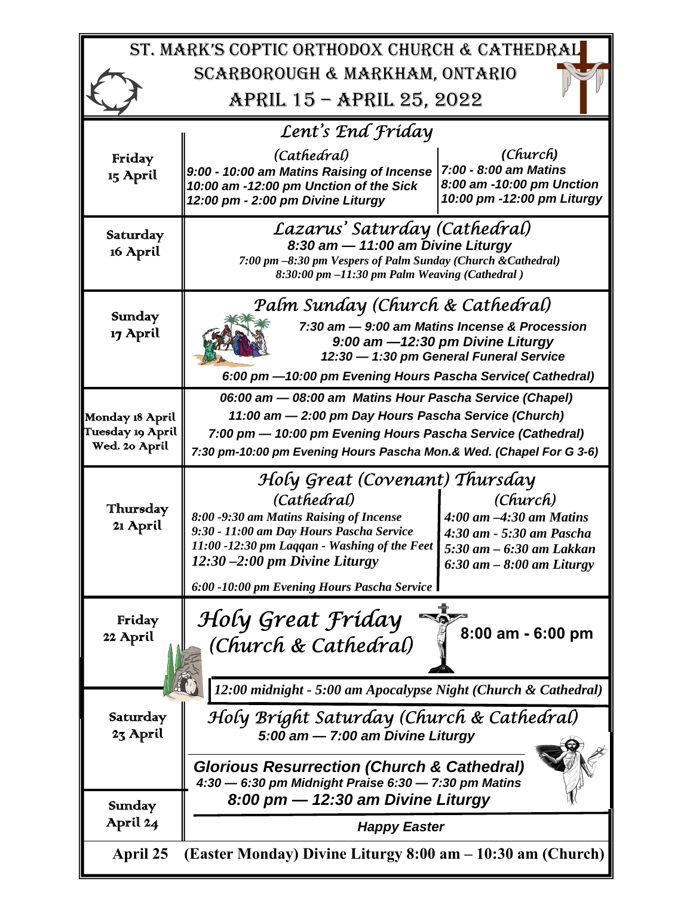# ST. MARK'S COPTIC ORTHODOX CHURCH & CATHEDRAL

## SCARBOROUGH & MARKHAM, ONTARIO

## APRIL 15 – APRIL 25, 2022

| Day | Schedule |
|---|---|
| Friday 15 April | ***Lent's End Friday*** <br> *(Cathedral)* <br> ***9:00 - 10:00 am Matins Raising of Incense*** <br> ***10:00 am -12:00 pm Unction of the Sick*** <br> ***12:00 pm - 2:00 pm Divine Liturgy*** <br> *(Church)* <br> ***7:00 - 8:00 am Matins*** <br> ***8:00 am -10:00 pm Unction*** <br> ***10:00 pm -12:00 pm Liturgy*** |
| Saturday 16 April | ***Lazarus' Saturday (Cathedral)*** <br> ***8:30 am — 11:00 am Divine Liturgy*** <br> ***7:00 pm –8:30 pm Vespers of Palm Sunday (Church &Cathedral)*** <br> ***8:30:00 pm –11:30 pm Palm Weaving (Cathedral )*** |
| Sunday 17 April | ***Palm Sunday (Church & Cathedral)*** <br> ***7:30 am — 9:00 am Matins Incense & Procession*** <br> ***9:00 am —12:30 pm Divine Liturgy*** <br> ***12:30 — 1:30 pm General Funeral Service*** <br> ***6:00 pm —10:00 pm Evening Hours Pascha Service( Cathedral)*** |
| Monday 18 April <br> Tuesday 19 April <br> Wed. 20 April | ***06:00 am — 08:00 am Matins Hour Pascha Service (Chapel)*** <br> ***11:00 am — 2:00 pm Day Hours Pascha Service (Church)*** <br> ***7:00 pm — 10:00 pm Evening Hours Pascha Service (Cathedral)*** <br> ***7:30 pm-10:00 pm Evening Hours Pascha Mon.& Wed. (Chapel For G 3-6)*** |
| Thursday 21 April | ***Holy Great (Covenant) Thursday*** <br> *(Cathedral)* <br> ***8:00 -9:30 am Matins Raising of Incense*** <br> ***9:30 - 11:00 am Day Hours Pascha Service*** <br> ***11:00 -12:30 pm Laqqan - Washing of the Feet*** <br> ***12:30 –2:00 pm Divine Liturgy*** <br> ***6:00 -10:00 pm Evening Hours Pascha Service*** <br> *(Church)* <br> ***4:00 am –4:30 am Matins*** <br> ***4:30 am - 5:30 am Pascha*** <br> ***5:30 am – 6:30 am Lakkan*** <br> ***6:30 am – 8:00 am Liturgy*** |
| Friday 22 April | ***Holy Great Friday (Church & Cathedral)*** **8:00 am - 6:00 pm** <br> ***12:00 midnight - 5:00 am Apocalypse Night (Church & Cathedral)*** |
| Saturday 23 April | ***Holy Bright Saturday (Church & Cathedral)*** <br> ***5:00 am — 7:00 am Divine Liturgy*** <br> ***Glorious Resurrection (Church & Cathedral)*** <br> ***4:30 — 6:30 pm Midnight Praise 6:30 — 7:30 pm Matins*** <br> ***8:00 pm — 12:30 am Divine Liturgy*** |
| Sunday April 24 | ***Happy Easter*** |
| **April 25** | **(Easter Monday) Divine Liturgy 8:00 am – 10:30 am (Church)** |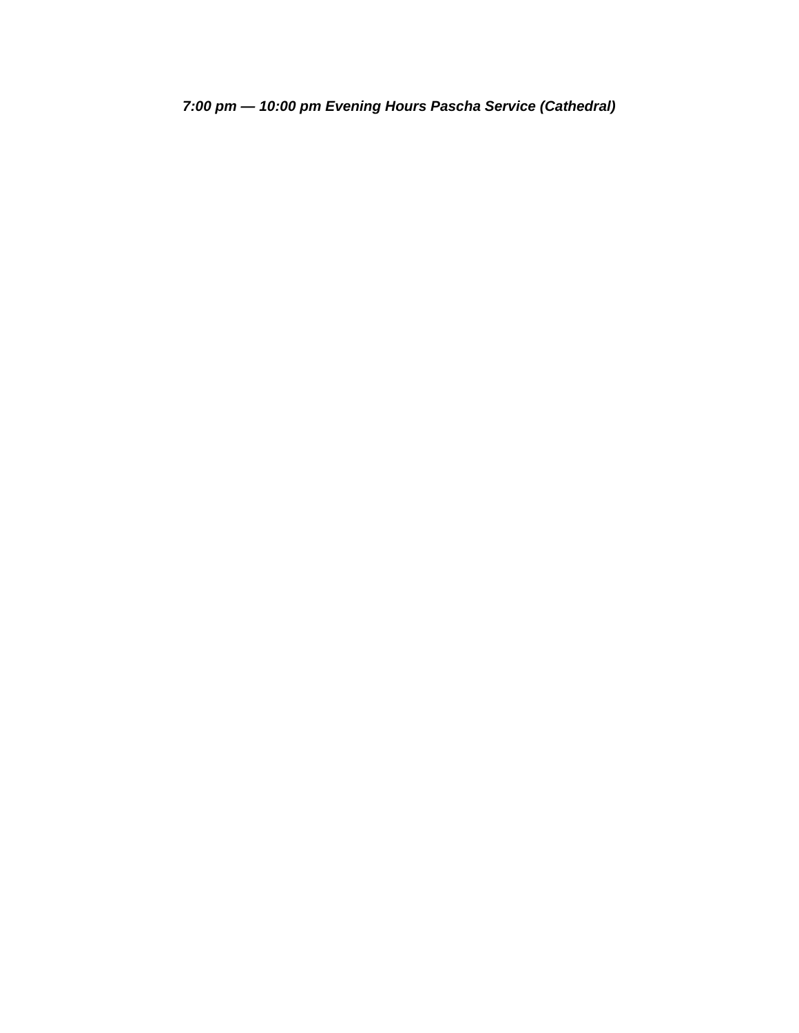***7:00 pm — 10:00 pm Evening Hours Pascha Service (Cathedral)***